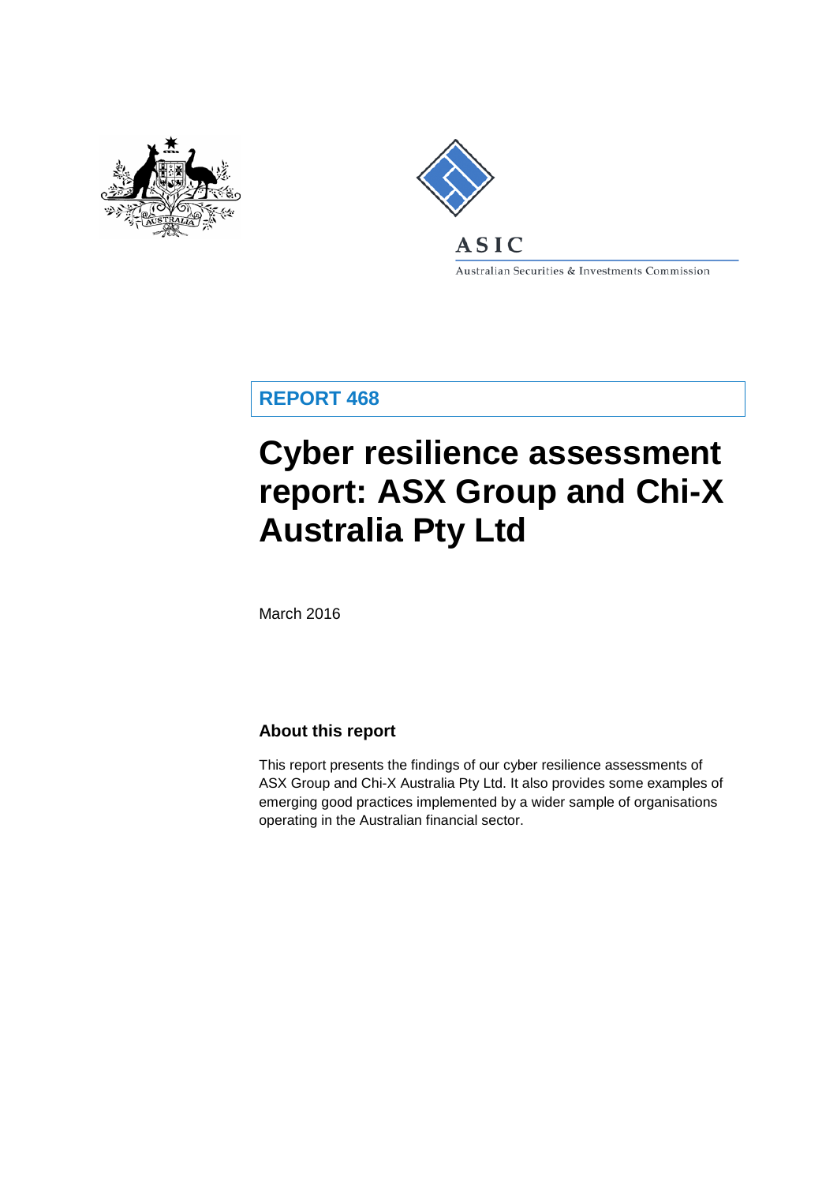ASIC

Australian Securities & Investments Commission

**REPORT 468**

# Cyber resilience assessment report: ASX Group and Chi-X Australia Pty Ltd

March 2016

## About this report

This report presents the findings of our cyber resilience assessments of ASX Group and Chi-X Australia Pty Ltd. It also provides some examples of emerging good practices implemented by a wider sample of organisations operating in the Australian financial sector.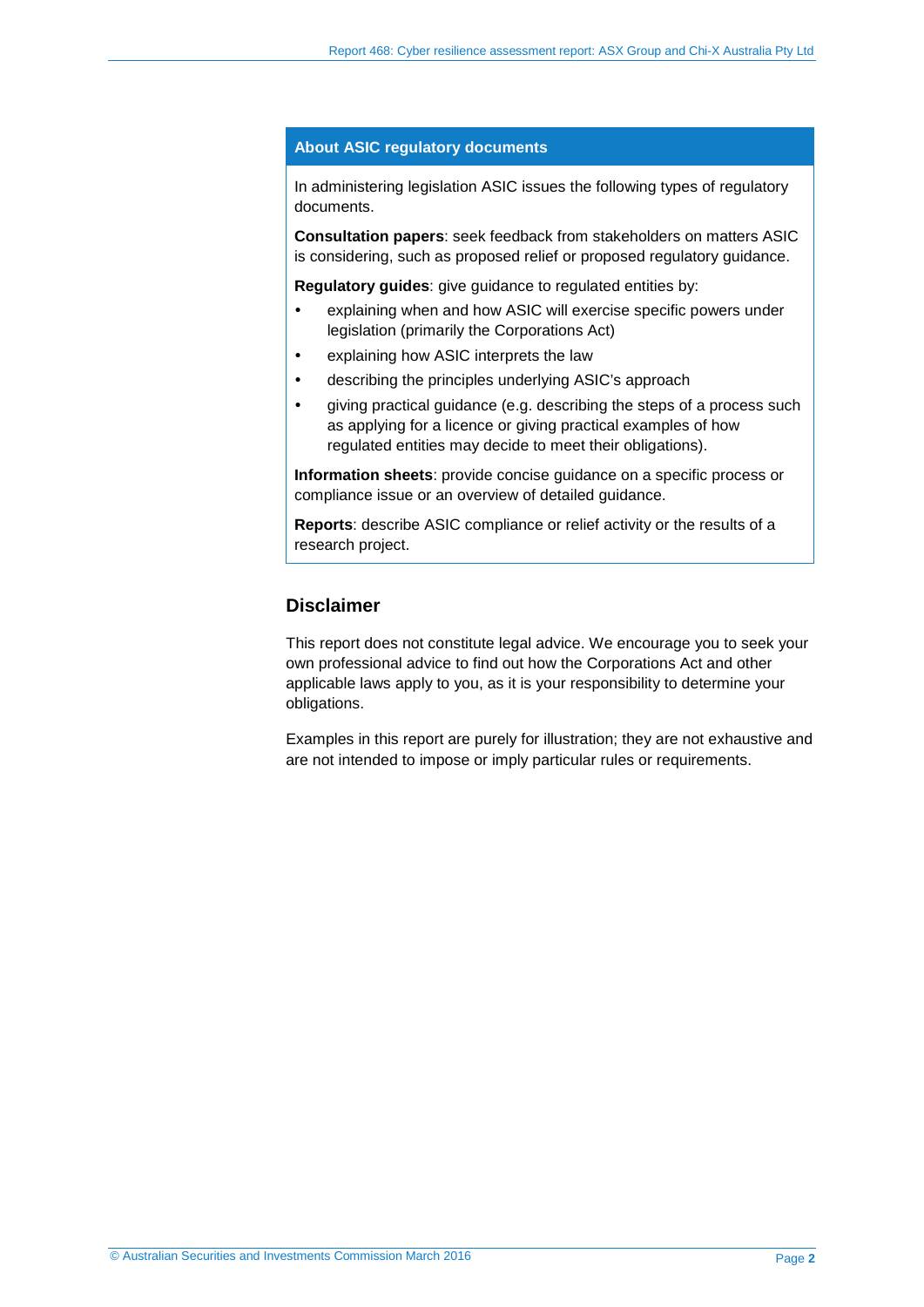## About ASIC regulatory documents

In administering legislation ASIC issues the following types of regulatory documents.

**Consultation papers**: seek feedback from stakeholders on matters ASIC is considering, such as proposed relief or proposed regulatory guidance.

**Regulatory guides**: give guidance to regulated entities by:

- explaining when and how ASIC will exercise specific powers under legislation (primarily the Corporations Act)
- explaining how ASIC interprets the law
- describing the principles underlying ASIC's approach
- giving practical guidance (e.g. describing the steps of a process such as applying for a licence or giving practical examples of how regulated entities may decide to meet their obligations).

**Information sheets**: provide concise guidance on a specific process or compliance issue or an overview of detailed guidance.

**Reports**: describe ASIC compliance or relief activity or the results of a research project.

## Disclaimer

This report does not constitute legal advice. We encourage you to seek your own professional advice to find out how the Corporations Act and other applicable laws apply to you, as it is your responsibility to determine your obligations.

Examples in this report are purely for illustration; they are not exhaustive and are not intended to impose or imply particular rules or requirements.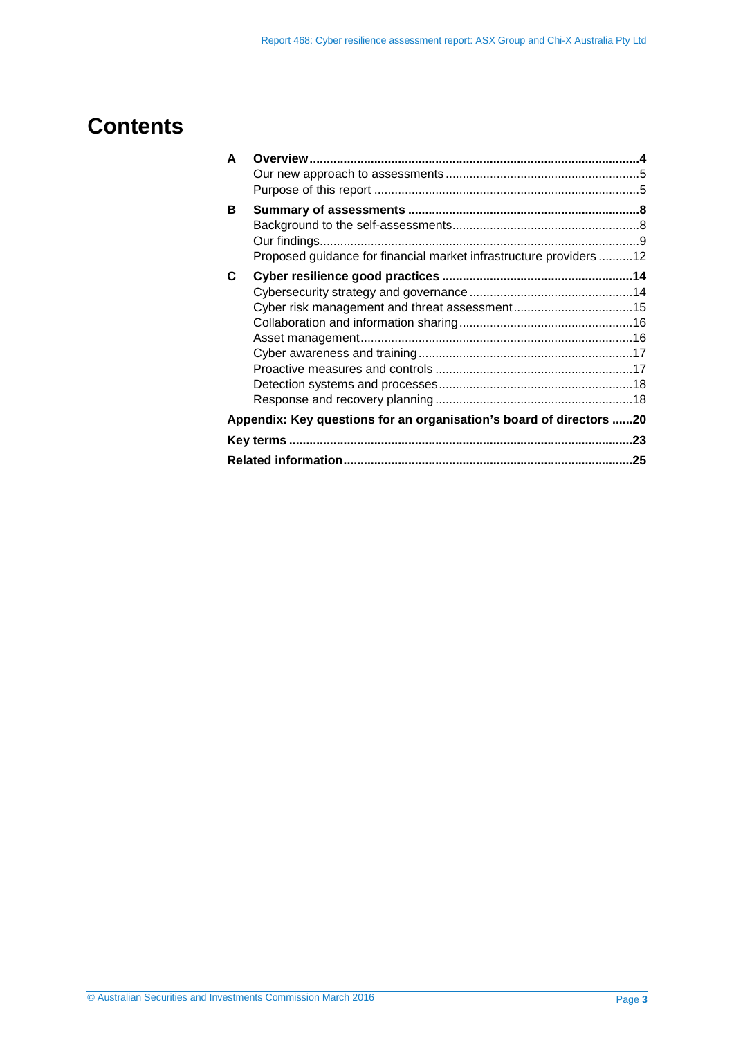# Contents

**A Overview** ........................................................................ **4**
- Our new approach to assessments ............................................ 5
- Purpose of this report ............................................................ 5

**B Summary of assessments** ....................................................... **8**
- Background to the self-assessments ......................................... 8
- Our findings ............................................................................ 9
- Proposed guidance for financial market infrastructure providers .......... 12

**C Cyber resilience good practices** ................................................. **14**
- Cybersecurity strategy and governance ........................................ 14
- Cyber risk management and threat assessment ............................... 15
- Collaboration and information sharing ......................................... 16
- Asset management ................................................................. 16
- Cyber awareness and training ................................................... 17
- Proactive measures and controls ............................................... 17
- Detection systems and processes ............................................... 18
- Response and recovery planning ............................................... 18

**Appendix: Key questions for an organisation's board of directors** ...... **20**

**Key terms** ................................................................................ **23**

**Related information** ..................................................................... **25**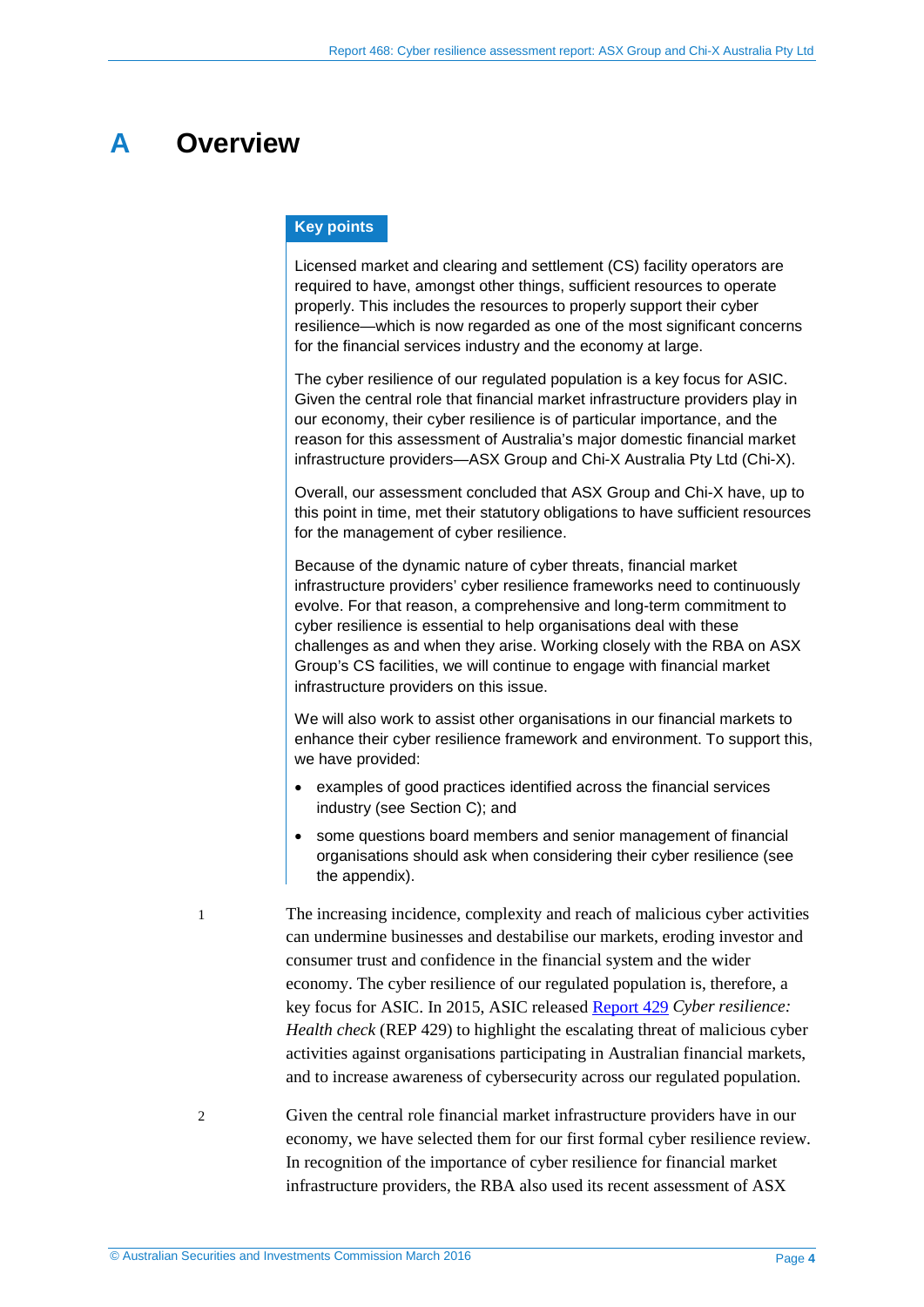# A Overview

**Key points**

Licensed market and clearing and settlement (CS) facility operators are required to have, amongst other things, sufficient resources to operate properly. This includes the resources to properly support their cyber resilience—which is now regarded as one of the most significant concerns for the financial services industry and the economy at large.

The cyber resilience of our regulated population is a key focus for ASIC. Given the central role that financial market infrastructure providers play in our economy, their cyber resilience is of particular importance, and the reason for this assessment of Australia's major domestic financial market infrastructure providers—ASX Group and Chi-X Australia Pty Ltd (Chi-X).

Overall, our assessment concluded that ASX Group and Chi-X have, up to this point in time, met their statutory obligations to have sufficient resources for the management of cyber resilience.

Because of the dynamic nature of cyber threats, financial market infrastructure providers' cyber resilience frameworks need to continuously evolve. For that reason, a comprehensive and long-term commitment to cyber resilience is essential to help organisations deal with these challenges as and when they arise. Working closely with the RBA on ASX Group's CS facilities, we will continue to engage with financial market infrastructure providers on this issue.

We will also work to assist other organisations in our financial markets to enhance their cyber resilience framework and environment. To support this, we have provided:

- examples of good practices identified across the financial services industry (see Section C); and
- some questions board members and senior management of financial organisations should ask when considering their cyber resilience (see the appendix).

1 The increasing incidence, complexity and reach of malicious cyber activities can undermine businesses and destabilise our markets, eroding investor and consumer trust and confidence in the financial system and the wider economy. The cyber resilience of our regulated population is, therefore, a key focus for ASIC. In 2015, ASIC released Report 429 *Cyber resilience: Health check* (REP 429) to highlight the escalating threat of malicious cyber activities against organisations participating in Australian financial markets, and to increase awareness of cybersecurity across our regulated population.

2 Given the central role financial market infrastructure providers have in our economy, we have selected them for our first formal cyber resilience review. In recognition of the importance of cyber resilience for financial market infrastructure providers, the RBA also used its recent assessment of ASX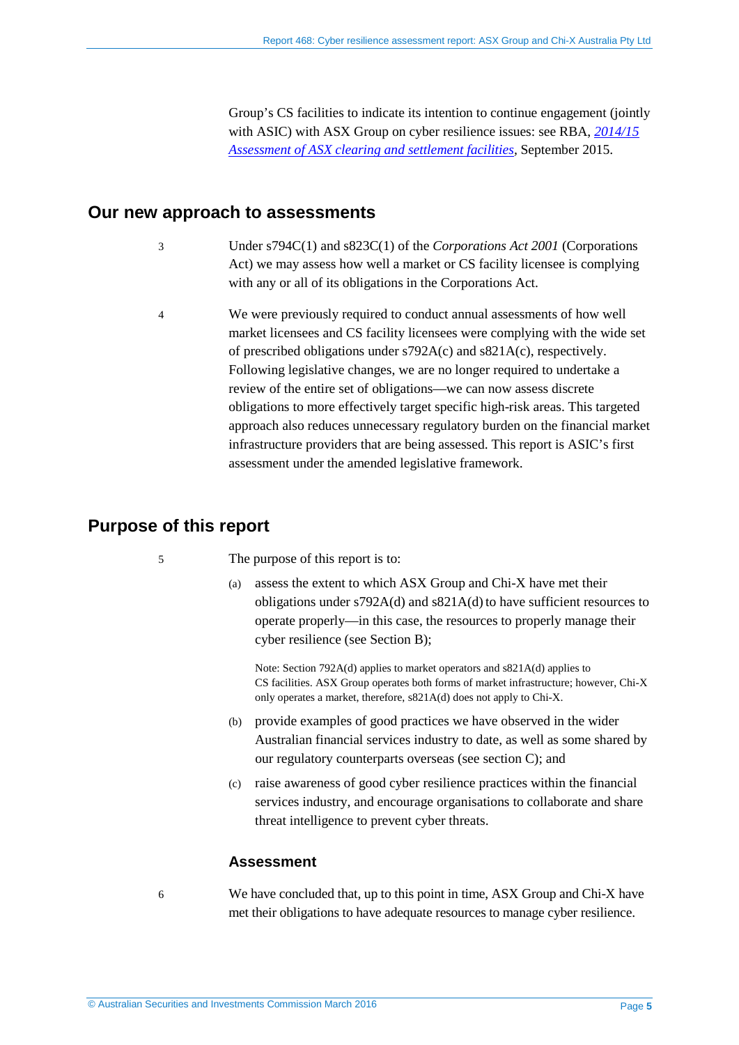Group's CS facilities to indicate its intention to continue engagement (jointly with ASIC) with ASX Group on cyber resilience issues: see RBA, *2014/15 Assessment of ASX clearing and settlement facilities*, September 2015.

## Our new approach to assessments

3 Under s794C(1) and s823C(1) of the *Corporations Act 2001* (Corporations Act) we may assess how well a market or CS facility licensee is complying with any or all of its obligations in the Corporations Act.

4 We were previously required to conduct annual assessments of how well market licensees and CS facility licensees were complying with the wide set of prescribed obligations under s792A(c) and s821A(c), respectively. Following legislative changes, we are no longer required to undertake a review of the entire set of obligations—we can now assess discrete obligations to more effectively target specific high-risk areas. This targeted approach also reduces unnecessary regulatory burden on the financial market infrastructure providers that are being assessed. This report is ASIC's first assessment under the amended legislative framework.

## Purpose of this report

5 The purpose of this report is to:

(a) assess the extent to which ASX Group and Chi-X have met their obligations under s792A(d) and s821A(d) to have sufficient resources to operate properly—in this case, the resources to properly manage their cyber resilience (see Section B);

Note: Section 792A(d) applies to market operators and s821A(d) applies to CS facilities. ASX Group operates both forms of market infrastructure; however, Chi-X only operates a market, therefore, s821A(d) does not apply to Chi-X.

(b) provide examples of good practices we have observed in the wider Australian financial services industry to date, as well as some shared by our regulatory counterparts overseas (see section C); and

(c) raise awareness of good cyber resilience practices within the financial services industry, and encourage organisations to collaborate and share threat intelligence to prevent cyber threats.

### Assessment

6 We have concluded that, up to this point in time, ASX Group and Chi-X have met their obligations to have adequate resources to manage cyber resilience.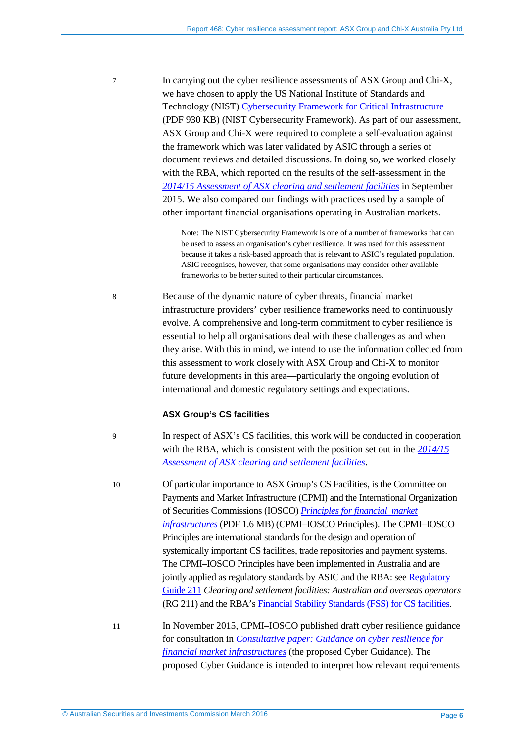7 In carrying out the cyber resilience assessments of ASX Group and Chi-X, we have chosen to apply the US National Institute of Standards and Technology (NIST) Cybersecurity Framework for Critical Infrastructure (PDF 930 KB) (NIST Cybersecurity Framework). As part of our assessment, ASX Group and Chi-X were required to complete a self-evaluation against the framework which was later validated by ASIC through a series of document reviews and detailed discussions. In doing so, we worked closely with the RBA, which reported on the results of the self-assessment in the *2014/15 Assessment of ASX clearing and settlement facilities* in September 2015. We also compared our findings with practices used by a sample of other important financial organisations operating in Australian markets.

> Note: The NIST Cybersecurity Framework is one of a number of frameworks that can be used to assess an organisation's cyber resilience. It was used for this assessment because it takes a risk-based approach that is relevant to ASIC's regulated population. ASIC recognises, however, that some organisations may consider other available frameworks to be better suited to their particular circumstances.

8 Because of the dynamic nature of cyber threats, financial market infrastructure providers' cyber resilience frameworks need to continuously evolve. A comprehensive and long-term commitment to cyber resilience is essential to help all organisations deal with these challenges as and when they arise. With this in mind, we intend to use the information collected from this assessment to work closely with ASX Group and Chi-X to monitor future developments in this area—particularly the ongoing evolution of international and domestic regulatory settings and expectations.

### ASX Group's CS facilities

9 In respect of ASX's CS facilities, this work will be conducted in cooperation with the RBA, which is consistent with the position set out in the *2014/15 Assessment of ASX clearing and settlement facilities*.

10 Of particular importance to ASX Group's CS Facilities, is the Committee on Payments and Market Infrastructure (CPMI) and the International Organization of Securities Commissions (IOSCO) *Principles for financial market infrastructures* (PDF 1.6 MB) (CPMI–IOSCO Principles). The CPMI–IOSCO Principles are international standards for the design and operation of systemically important CS facilities, trade repositories and payment systems. The CPMI–IOSCO Principles have been implemented in Australia and are jointly applied as regulatory standards by ASIC and the RBA: see Regulatory Guide 211 *Clearing and settlement facilities: Australian and overseas operators* (RG 211) and the RBA's Financial Stability Standards (FSS) for CS facilities.

11 In November 2015, CPMI–IOSCO published draft cyber resilience guidance for consultation in *Consultative paper: Guidance on cyber resilience for financial market infrastructures* (the proposed Cyber Guidance). The proposed Cyber Guidance is intended to interpret how relevant requirements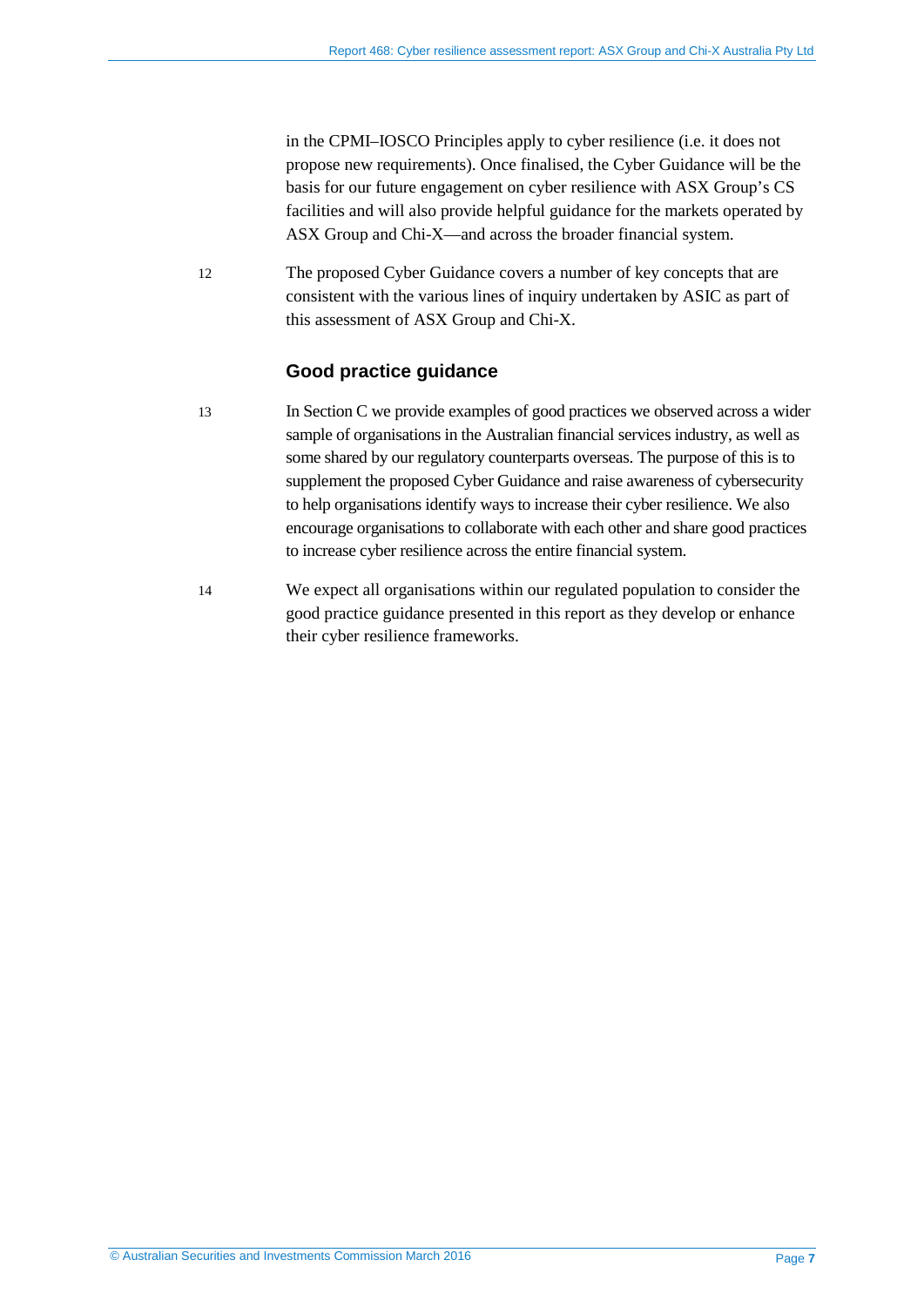in the CPMI–IOSCO Principles apply to cyber resilience (i.e. it does not propose new requirements). Once finalised, the Cyber Guidance will be the basis for our future engagement on cyber resilience with ASX Group's CS facilities and will also provide helpful guidance for the markets operated by ASX Group and Chi-X—and across the broader financial system.

12 The proposed Cyber Guidance covers a number of key concepts that are consistent with the various lines of inquiry undertaken by ASIC as part of this assessment of ASX Group and Chi-X.

### Good practice guidance

13 In Section C we provide examples of good practices we observed across a wider sample of organisations in the Australian financial services industry, as well as some shared by our regulatory counterparts overseas. The purpose of this is to supplement the proposed Cyber Guidance and raise awareness of cybersecurity to help organisations identify ways to increase their cyber resilience. We also encourage organisations to collaborate with each other and share good practices to increase cyber resilience across the entire financial system.

14 We expect all organisations within our regulated population to consider the good practice guidance presented in this report as they develop or enhance their cyber resilience frameworks.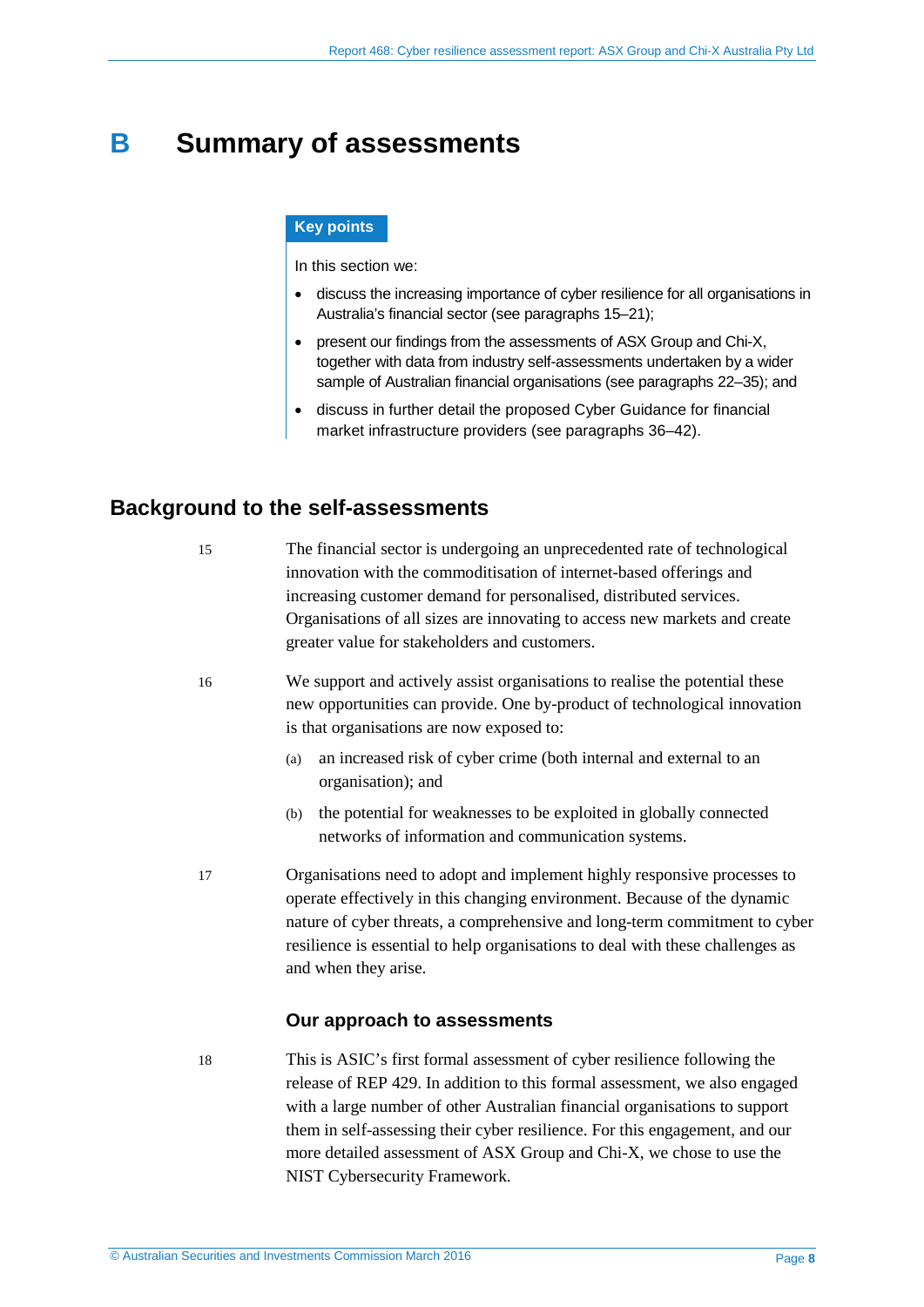# B Summary of assessments

**Key points**

In this section we:

- discuss the increasing importance of cyber resilience for all organisations in Australia's financial sector (see paragraphs 15–21);
- present our findings from the assessments of ASX Group and Chi-X, together with data from industry self-assessments undertaken by a wider sample of Australian financial organisations (see paragraphs 22–35); and
- discuss in further detail the proposed Cyber Guidance for financial market infrastructure providers (see paragraphs 36–42).

## Background to the self-assessments

15 The financial sector is undergoing an unprecedented rate of technological innovation with the commoditisation of internet-based offerings and increasing customer demand for personalised, distributed services. Organisations of all sizes are innovating to access new markets and create greater value for stakeholders and customers.

16 We support and actively assist organisations to realise the potential these new opportunities can provide. One by-product of technological innovation is that organisations are now exposed to:

(a) an increased risk of cyber crime (both internal and external to an organisation); and

(b) the potential for weaknesses to be exploited in globally connected networks of information and communication systems.

17 Organisations need to adopt and implement highly responsive processes to operate effectively in this changing environment. Because of the dynamic nature of cyber threats, a comprehensive and long-term commitment to cyber resilience is essential to help organisations to deal with these challenges as and when they arise.

### Our approach to assessments

18 This is ASIC's first formal assessment of cyber resilience following the release of REP 429. In addition to this formal assessment, we also engaged with a large number of other Australian financial organisations to support them in self-assessing their cyber resilience. For this engagement, and our more detailed assessment of ASX Group and Chi-X, we chose to use the NIST Cybersecurity Framework.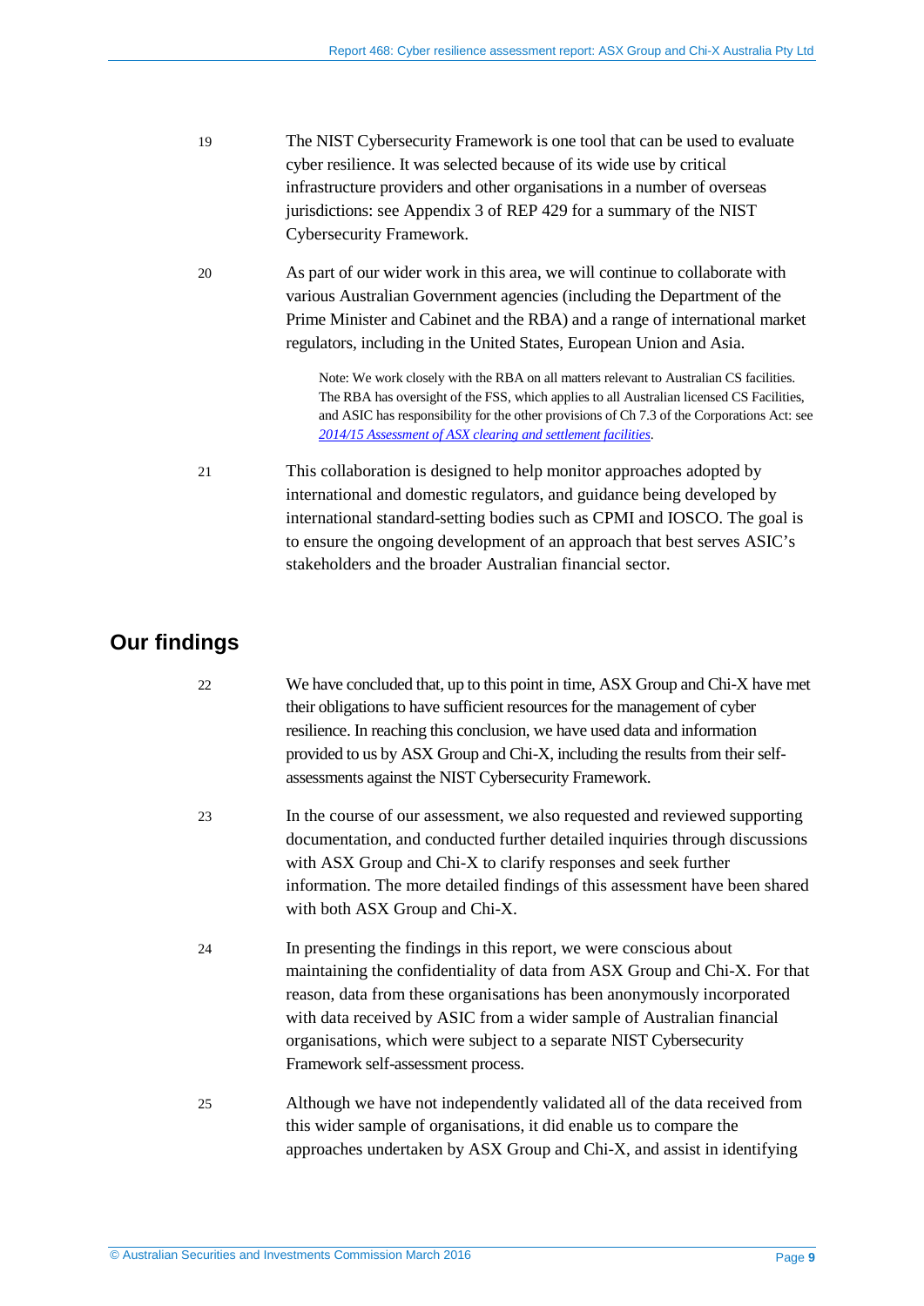19 The NIST Cybersecurity Framework is one tool that can be used to evaluate cyber resilience. It was selected because of its wide use by critical infrastructure providers and other organisations in a number of overseas jurisdictions: see Appendix 3 of REP 429 for a summary of the NIST Cybersecurity Framework.

20 As part of our wider work in this area, we will continue to collaborate with various Australian Government agencies (including the Department of the Prime Minister and Cabinet and the RBA) and a range of international market regulators, including in the United States, European Union and Asia.

> Note: We work closely with the RBA on all matters relevant to Australian CS facilities. The RBA has oversight of the FSS, which applies to all Australian licensed CS Facilities, and ASIC has responsibility for the other provisions of Ch 7.3 of the Corporations Act: see *2014/15 Assessment of ASX clearing and settlement facilities*.

21 This collaboration is designed to help monitor approaches adopted by international and domestic regulators, and guidance being developed by international standard-setting bodies such as CPMI and IOSCO. The goal is to ensure the ongoing development of an approach that best serves ASIC's stakeholders and the broader Australian financial sector.

## Our findings

22 We have concluded that, up to this point in time, ASX Group and Chi-X have met their obligations to have sufficient resources for the management of cyber resilience. In reaching this conclusion, we have used data and information provided to us by ASX Group and Chi-X, including the results from their self-assessments against the NIST Cybersecurity Framework.

23 In the course of our assessment, we also requested and reviewed supporting documentation, and conducted further detailed inquiries through discussions with ASX Group and Chi-X to clarify responses and seek further information. The more detailed findings of this assessment have been shared with both ASX Group and Chi-X.

24 In presenting the findings in this report, we were conscious about maintaining the confidentiality of data from ASX Group and Chi-X. For that reason, data from these organisations has been anonymously incorporated with data received by ASIC from a wider sample of Australian financial organisations, which were subject to a separate NIST Cybersecurity Framework self-assessment process.

25 Although we have not independently validated all of the data received from this wider sample of organisations, it did enable us to compare the approaches undertaken by ASX Group and Chi-X, and assist in identifying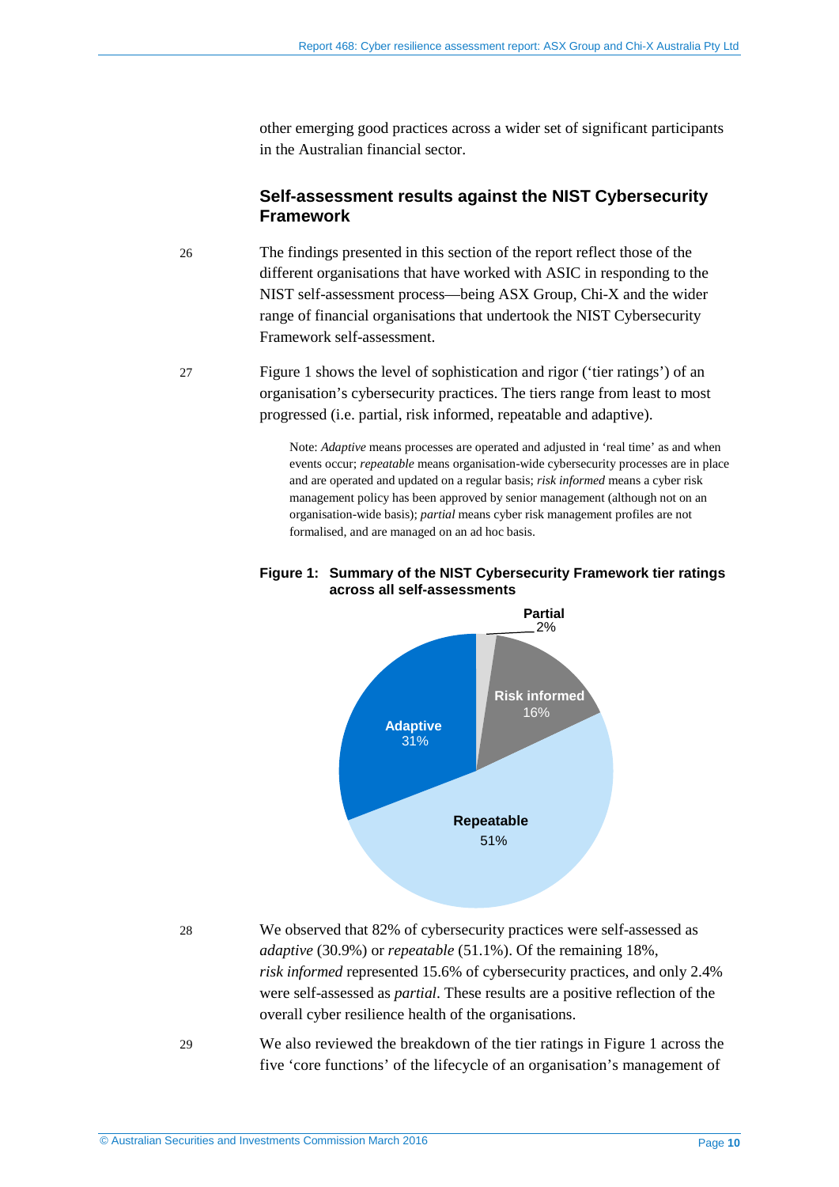other emerging good practices across a wider set of significant participants in the Australian financial sector.

### Self-assessment results against the NIST Cybersecurity Framework

26 The findings presented in this section of the report reflect those of the different organisations that have worked with ASIC in responding to the NIST self-assessment process—being ASX Group, Chi-X and the wider range of financial organisations that undertook the NIST Cybersecurity Framework self-assessment.

27 Figure 1 shows the level of sophistication and rigor ('tier ratings') of an organisation's cybersecurity practices. The tiers range from least to most progressed (i.e. partial, risk informed, repeatable and adaptive).

> Note: *Adaptive* means processes are operated and adjusted in 'real time' as and when events occur; *repeatable* means organisation-wide cybersecurity processes are in place and are operated and updated on a regular basis; *risk informed* means a cyber risk management policy has been approved by senior management (although not on an organisation-wide basis); *partial* means cyber risk management profiles are not formalised, and are managed on an ad hoc basis.

**Figure 1: Summary of the NIST Cybersecurity Framework tier ratings across all self-assessments**

| Tier | Percentage |
| --- | --- |
| Partial | 2% |
| Risk informed | 16% |
| Repeatable | 51% |
| Adaptive | 31% |

28 We observed that 82% of cybersecurity practices were self-assessed as *adaptive* (30.9%) or *repeatable* (51.1%). Of the remaining 18%, *risk informed* represented 15.6% of cybersecurity practices, and only 2.4% were self-assessed as *partial*. These results are a positive reflection of the overall cyber resilience health of the organisations.

29 We also reviewed the breakdown of the tier ratings in Figure 1 across the five 'core functions' of the lifecycle of an organisation's management of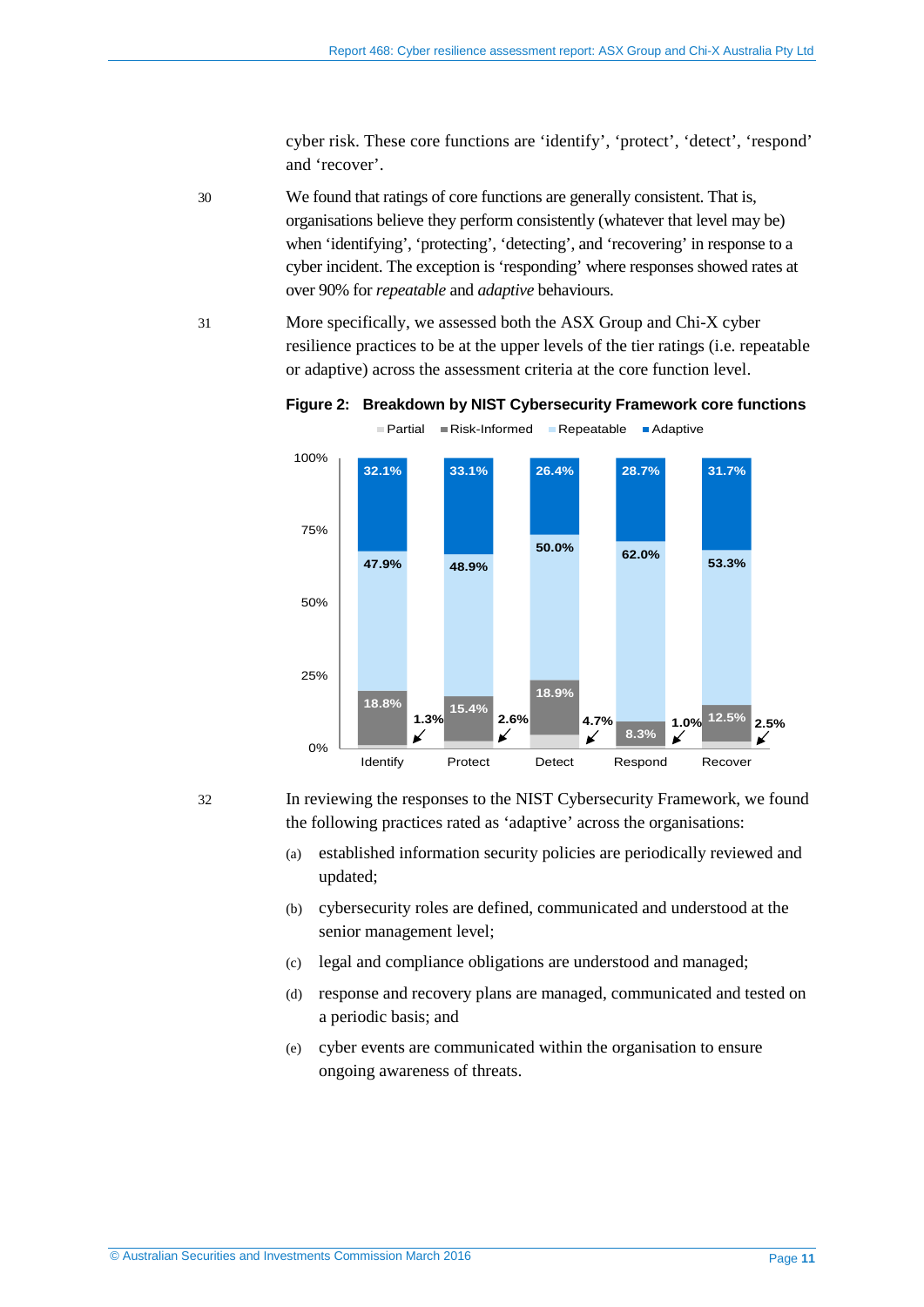cyber risk. These core functions are 'identify', 'protect', 'detect', 'respond' and 'recover'.

30 We found that ratings of core functions are generally consistent. That is, organisations believe they perform consistently (whatever that level may be) when 'identifying', 'protecting', 'detecting', and 'recovering' in response to a cyber incident. The exception is 'responding' where responses showed rates at over 90% for *repeatable* and *adaptive* behaviours.

31 More specifically, we assessed both the ASX Group and Chi-X cyber resilience practices to be at the upper levels of the tier ratings (i.e. repeatable or adaptive) across the assessment criteria at the core function level.

**Figure 2: Breakdown by NIST Cybersecurity Framework core functions**

| | Identify | Protect | Detect | Respond | Recover |
|---|---|---|---|---|---|
| Partial | 1.3% | 2.6% | 4.7% | 1.0% | 2.5% |
| Risk-Informed | 18.8% | 15.4% | 18.9% | 8.3% | 12.5% |
| Repeatable | 47.9% | 48.9% | 50.0% | 62.0% | 53.3% |
| Adaptive | 32.1% | 33.1% | 26.4% | 28.7% | 31.7% |

32 In reviewing the responses to the NIST Cybersecurity Framework, we found the following practices rated as 'adaptive' across the organisations:

(a) established information security policies are periodically reviewed and updated;

(b) cybersecurity roles are defined, communicated and understood at the senior management level;

(c) legal and compliance obligations are understood and managed;

(d) response and recovery plans are managed, communicated and tested on a periodic basis; and

(e) cyber events are communicated within the organisation to ensure ongoing awareness of threats.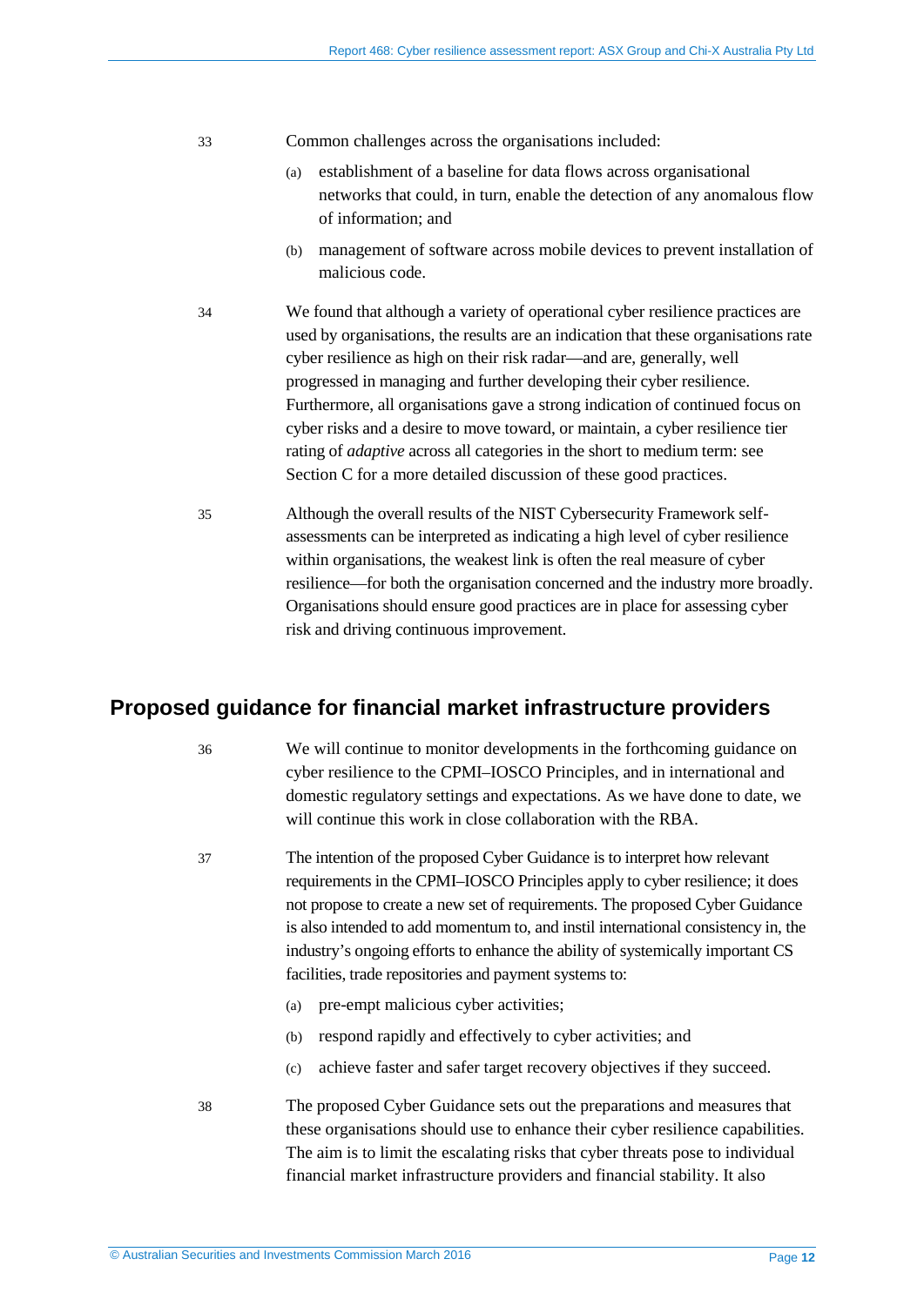33 Common challenges across the organisations included:

(a) establishment of a baseline for data flows across organisational networks that could, in turn, enable the detection of any anomalous flow of information; and

(b) management of software across mobile devices to prevent installation of malicious code.

34 We found that although a variety of operational cyber resilience practices are used by organisations, the results are an indication that these organisations rate cyber resilience as high on their risk radar—and are, generally, well progressed in managing and further developing their cyber resilience. Furthermore, all organisations gave a strong indication of continued focus on cyber risks and a desire to move toward, or maintain, a cyber resilience tier rating of *adaptive* across all categories in the short to medium term: see Section C for a more detailed discussion of these good practices.

35 Although the overall results of the NIST Cybersecurity Framework self-assessments can be interpreted as indicating a high level of cyber resilience within organisations, the weakest link is often the real measure of cyber resilience—for both the organisation concerned and the industry more broadly. Organisations should ensure good practices are in place for assessing cyber risk and driving continuous improvement.

## Proposed guidance for financial market infrastructure providers

36 We will continue to monitor developments in the forthcoming guidance on cyber resilience to the CPMI–IOSCO Principles, and in international and domestic regulatory settings and expectations. As we have done to date, we will continue this work in close collaboration with the RBA.

37 The intention of the proposed Cyber Guidance is to interpret how relevant requirements in the CPMI–IOSCO Principles apply to cyber resilience; it does not propose to create a new set of requirements. The proposed Cyber Guidance is also intended to add momentum to, and instil international consistency in, the industry's ongoing efforts to enhance the ability of systemically important CS facilities, trade repositories and payment systems to:

(a) pre-empt malicious cyber activities;

(b) respond rapidly and effectively to cyber activities; and

(c) achieve faster and safer target recovery objectives if they succeed.

38 The proposed Cyber Guidance sets out the preparations and measures that these organisations should use to enhance their cyber resilience capabilities. The aim is to limit the escalating risks that cyber threats pose to individual financial market infrastructure providers and financial stability. It also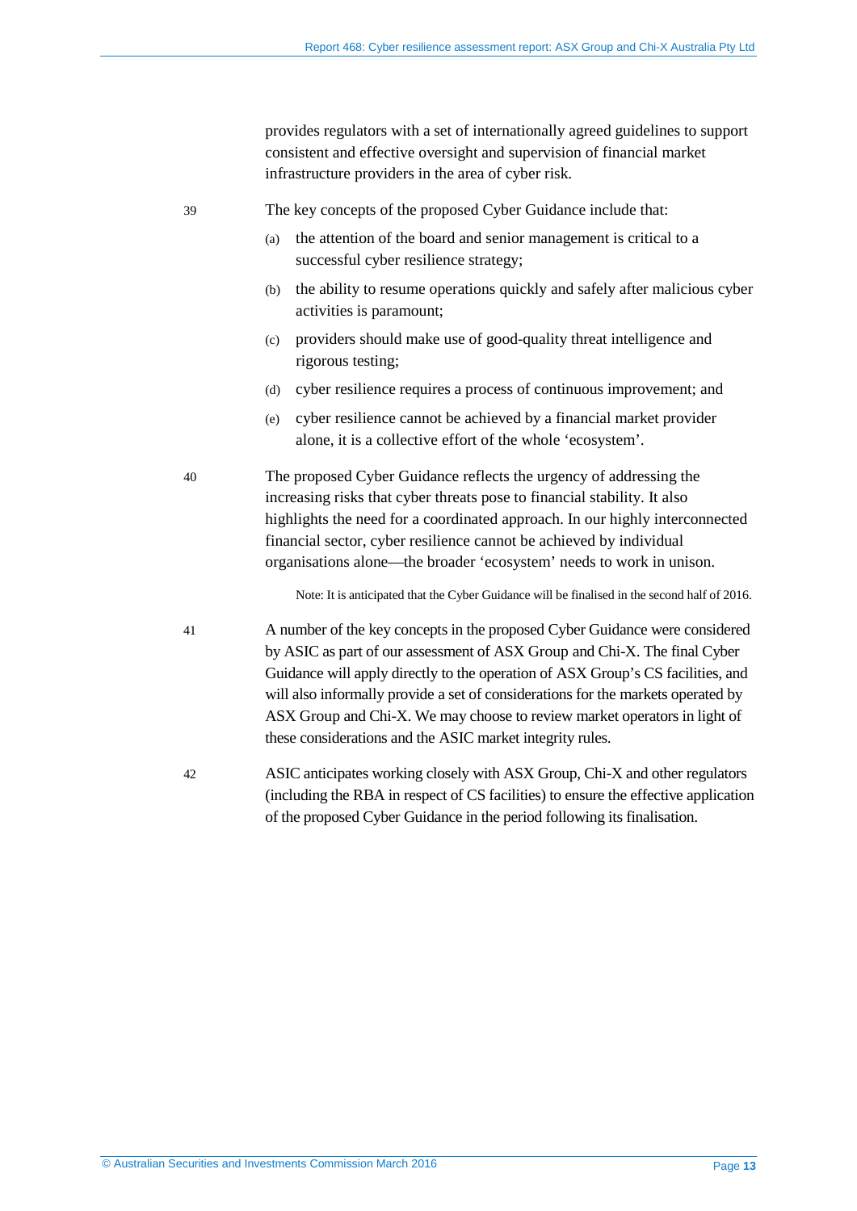provides regulators with a set of internationally agreed guidelines to support consistent and effective oversight and supervision of financial market infrastructure providers in the area of cyber risk.

39 The key concepts of the proposed Cyber Guidance include that:

(a) the attention of the board and senior management is critical to a successful cyber resilience strategy;

(b) the ability to resume operations quickly and safely after malicious cyber activities is paramount;

(c) providers should make use of good-quality threat intelligence and rigorous testing;

(d) cyber resilience requires a process of continuous improvement; and

(e) cyber resilience cannot be achieved by a financial market provider alone, it is a collective effort of the whole 'ecosystem'.

40 The proposed Cyber Guidance reflects the urgency of addressing the increasing risks that cyber threats pose to financial stability. It also highlights the need for a coordinated approach. In our highly interconnected financial sector, cyber resilience cannot be achieved by individual organisations alone—the broader 'ecosystem' needs to work in unison.

Note: It is anticipated that the Cyber Guidance will be finalised in the second half of 2016.

41 A number of the key concepts in the proposed Cyber Guidance were considered by ASIC as part of our assessment of ASX Group and Chi-X. The final Cyber Guidance will apply directly to the operation of ASX Group's CS facilities, and will also informally provide a set of considerations for the markets operated by ASX Group and Chi-X. We may choose to review market operators in light of these considerations and the ASIC market integrity rules.

42 ASIC anticipates working closely with ASX Group, Chi-X and other regulators (including the RBA in respect of CS facilities) to ensure the effective application of the proposed Cyber Guidance in the period following its finalisation.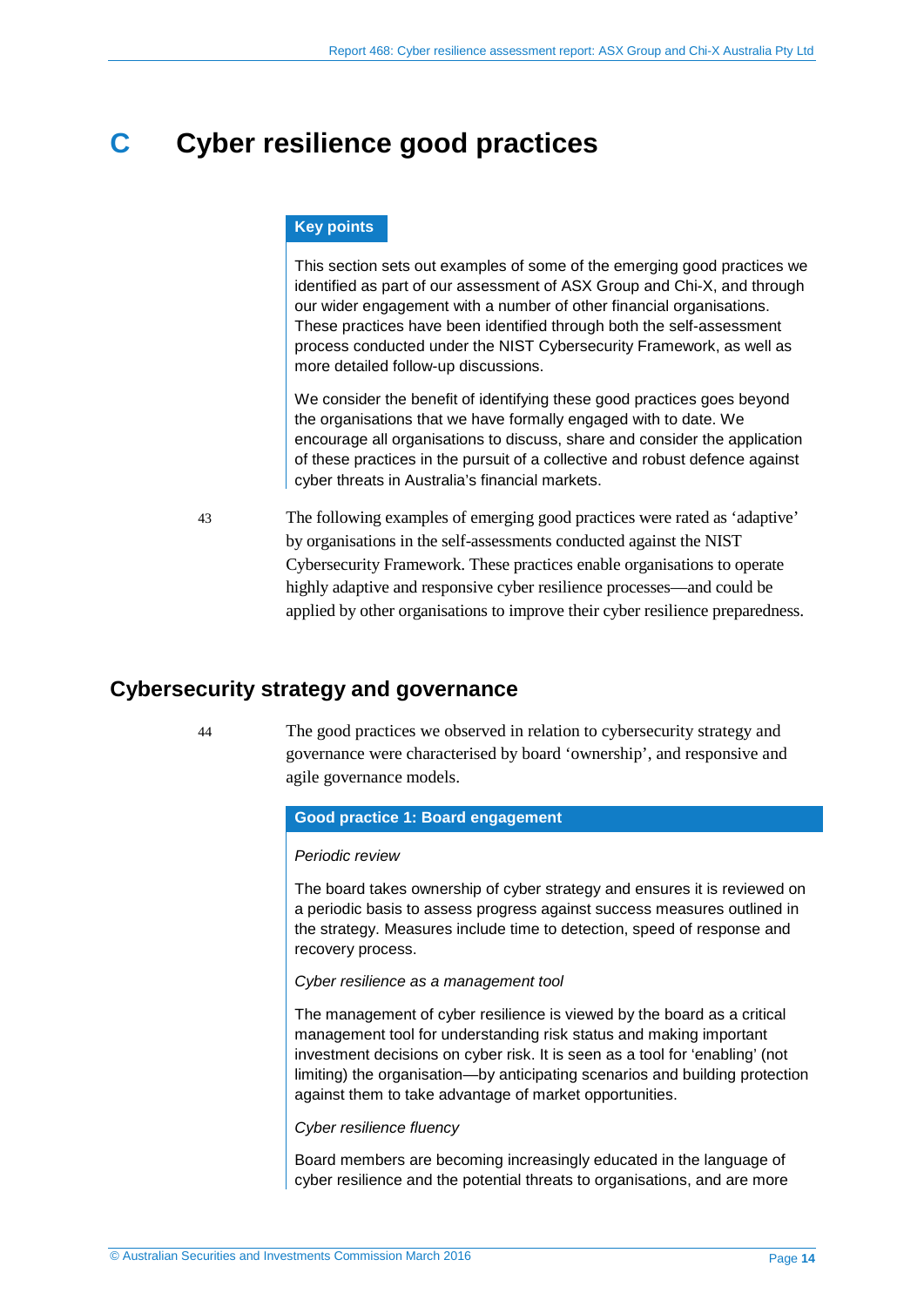# C Cyber resilience good practices

**Key points**

This section sets out examples of some of the emerging good practices we identified as part of our assessment of ASX Group and Chi-X, and through our wider engagement with a number of other financial organisations. These practices have been identified through both the self-assessment process conducted under the NIST Cybersecurity Framework, as well as more detailed follow-up discussions.

We consider the benefit of identifying these good practices goes beyond the organisations that we have formally engaged with to date. We encourage all organisations to discuss, share and consider the application of these practices in the pursuit of a collective and robust defence against cyber threats in Australia's financial markets.

43 The following examples of emerging good practices were rated as 'adaptive' by organisations in the self-assessments conducted against the NIST Cybersecurity Framework. These practices enable organisations to operate highly adaptive and responsive cyber resilience processes—and could be applied by other organisations to improve their cyber resilience preparedness.

## Cybersecurity strategy and governance

44 The good practices we observed in relation to cybersecurity strategy and governance were characterised by board 'ownership', and responsive and agile governance models.

**Good practice 1: Board engagement**

*Periodic review*

The board takes ownership of cyber strategy and ensures it is reviewed on a periodic basis to assess progress against success measures outlined in the strategy. Measures include time to detection, speed of response and recovery process.

*Cyber resilience as a management tool*

The management of cyber resilience is viewed by the board as a critical management tool for understanding risk status and making important investment decisions on cyber risk. It is seen as a tool for 'enabling' (not limiting) the organisation—by anticipating scenarios and building protection against them to take advantage of market opportunities.

*Cyber resilience fluency*

Board members are becoming increasingly educated in the language of cyber resilience and the potential threats to organisations, and are more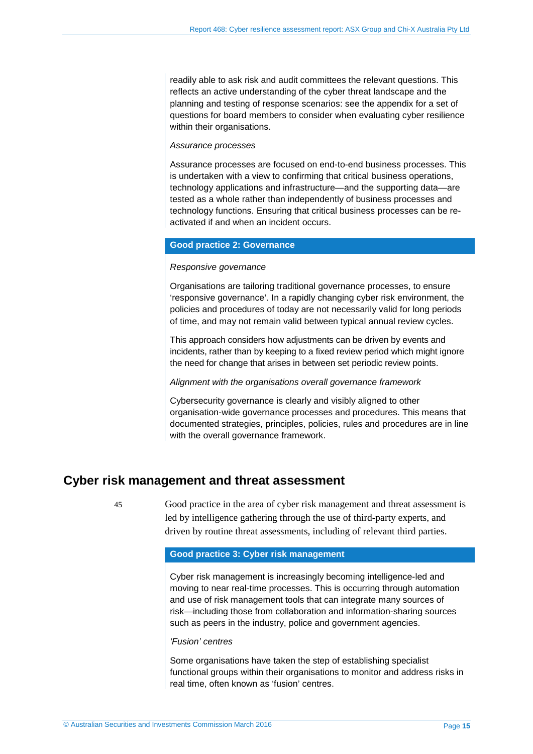readily able to ask risk and audit committees the relevant questions. This reflects an active understanding of the cyber threat landscape and the planning and testing of response scenarios: see the appendix for a set of questions for board members to consider when evaluating cyber resilience within their organisations.

*Assurance processes*

Assurance processes are focused on end-to-end business processes. This is undertaken with a view to confirming that critical business operations, technology applications and infrastructure—and the supporting data—are tested as a whole rather than independently of business processes and technology functions. Ensuring that critical business processes can be re-activated if and when an incident occurs.

**Good practice 2: Governance**

*Responsive governance*

Organisations are tailoring traditional governance processes, to ensure 'responsive governance'. In a rapidly changing cyber risk environment, the policies and procedures of today are not necessarily valid for long periods of time, and may not remain valid between typical annual review cycles.

This approach considers how adjustments can be driven by events and incidents, rather than by keeping to a fixed review period which might ignore the need for change that arises in between set periodic review points.

*Alignment with the organisations overall governance framework*

Cybersecurity governance is clearly and visibly aligned to other organisation-wide governance processes and procedures. This means that documented strategies, principles, policies, rules and procedures are in line with the overall governance framework.

## Cyber risk management and threat assessment

45 Good practice in the area of cyber risk management and threat assessment is led by intelligence gathering through the use of third-party experts, and driven by routine threat assessments, including of relevant third parties.

**Good practice 3: Cyber risk management**

Cyber risk management is increasingly becoming intelligence-led and moving to near real-time processes. This is occurring through automation and use of risk management tools that can integrate many sources of risk—including those from collaboration and information-sharing sources such as peers in the industry, police and government agencies.

*'Fusion' centres*

Some organisations have taken the step of establishing specialist functional groups within their organisations to monitor and address risks in real time, often known as 'fusion' centres.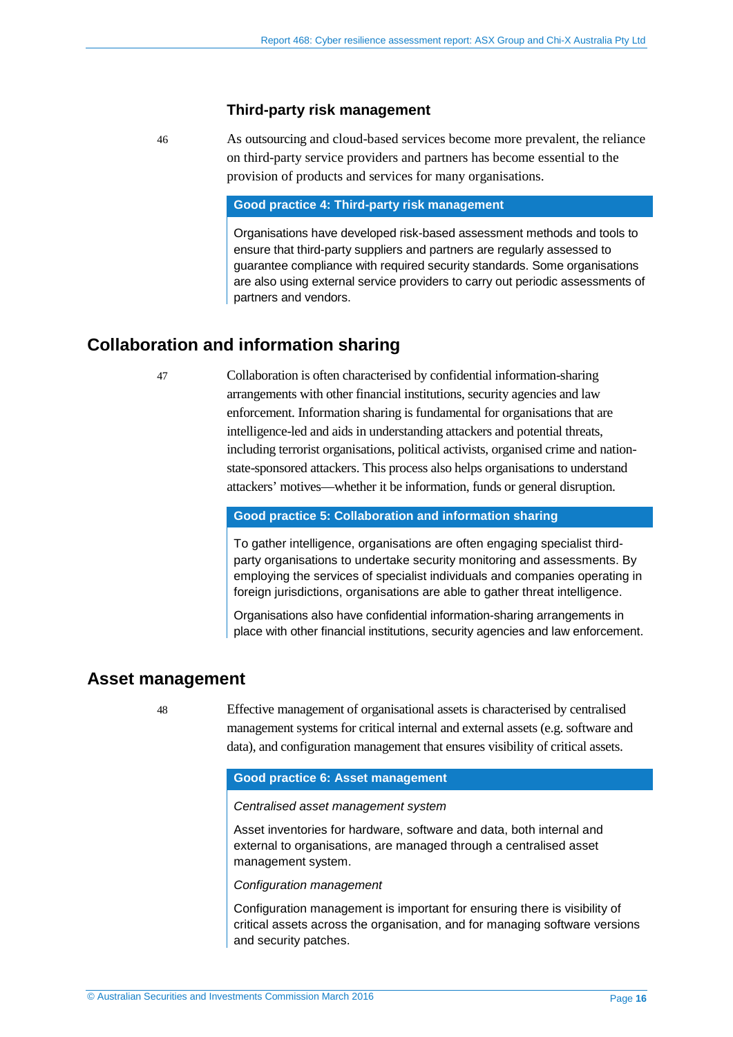### Third-party risk management

46 As outsourcing and cloud-based services become more prevalent, the reliance on third-party service providers and partners has become essential to the provision of products and services for many organisations.

> **Good practice 4: Third-party risk management**
>
> Organisations have developed risk-based assessment methods and tools to ensure that third-party suppliers and partners are regularly assessed to guarantee compliance with required security standards. Some organisations are also using external service providers to carry out periodic assessments of partners and vendors.

## Collaboration and information sharing

47 Collaboration is often characterised by confidential information-sharing arrangements with other financial institutions, security agencies and law enforcement. Information sharing is fundamental for organisations that are intelligence-led and aids in understanding attackers and potential threats, including terrorist organisations, political activists, organised crime and nation-state-sponsored attackers. This process also helps organisations to understand attackers' motives—whether it be information, funds or general disruption.

> **Good practice 5: Collaboration and information sharing**
>
> To gather intelligence, organisations are often engaging specialist third-party organisations to undertake security monitoring and assessments. By employing the services of specialist individuals and companies operating in foreign jurisdictions, organisations are able to gather threat intelligence.
>
> Organisations also have confidential information-sharing arrangements in place with other financial institutions, security agencies and law enforcement.

## Asset management

48 Effective management of organisational assets is characterised by centralised management systems for critical internal and external assets (e.g. software and data), and configuration management that ensures visibility of critical assets.

> **Good practice 6: Asset management**
>
> *Centralised asset management system*
>
> Asset inventories for hardware, software and data, both internal and external to organisations, are managed through a centralised asset management system.
>
> *Configuration management*
>
> Configuration management is important for ensuring there is visibility of critical assets across the organisation, and for managing software versions and security patches.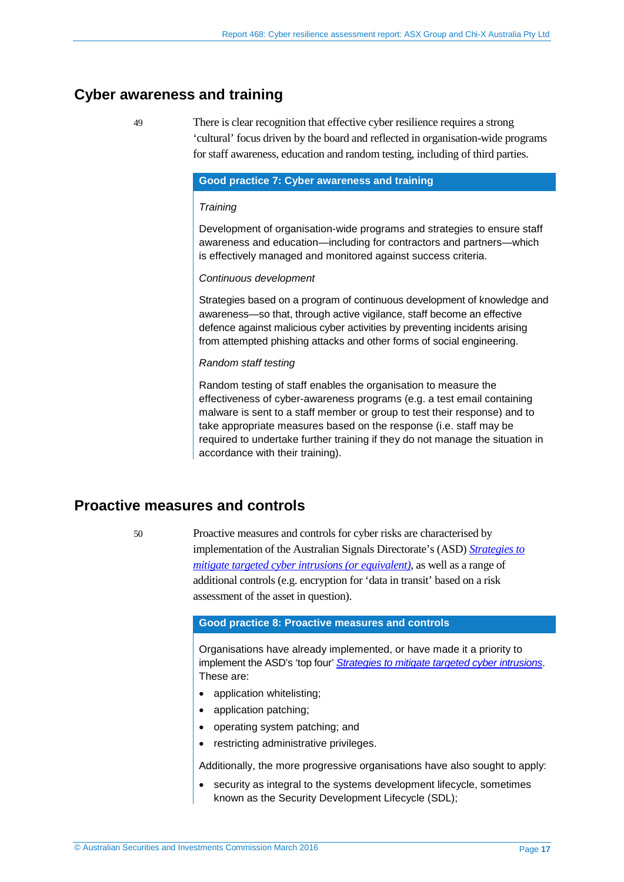## Cyber awareness and training

49 There is clear recognition that effective cyber resilience requires a strong ‘cultural’ focus driven by the board and reflected in organisation-wide programs for staff awareness, education and random testing, including of third parties.

> **Good practice 7: Cyber awareness and training**
>
> *Training*
>
> Development of organisation-wide programs and strategies to ensure staff awareness and education—including for contractors and partners—which is effectively managed and monitored against success criteria.
>
> *Continuous development*
>
> Strategies based on a program of continuous development of knowledge and awareness—so that, through active vigilance, staff become an effective defence against malicious cyber activities by preventing incidents arising from attempted phishing attacks and other forms of social engineering.
>
> *Random staff testing*
>
> Random testing of staff enables the organisation to measure the effectiveness of cyber-awareness programs (e.g. a test email containing malware is sent to a staff member or group to test their response) and to take appropriate measures based on the response (i.e. staff may be required to undertake further training if they do not manage the situation in accordance with their training).

## Proactive measures and controls

50 Proactive measures and controls for cyber risks are characterised by implementation of the Australian Signals Directorate’s (ASD) *Strategies to mitigate targeted cyber intrusions (or equivalent)*, as well as a range of additional controls (e.g. encryption for ‘data in transit’ based on a risk assessment of the asset in question).

> **Good practice 8: Proactive measures and controls**
>
> Organisations have already implemented, or have made it a priority to implement the ASD’s ‘top four’ *Strategies to mitigate targeted cyber intrusions*. These are:
>
> - application whitelisting;
> - application patching;
> - operating system patching; and
> - restricting administrative privileges.
>
> Additionally, the more progressive organisations have also sought to apply:
>
> - security as integral to the systems development lifecycle, sometimes known as the Security Development Lifecycle (SDL);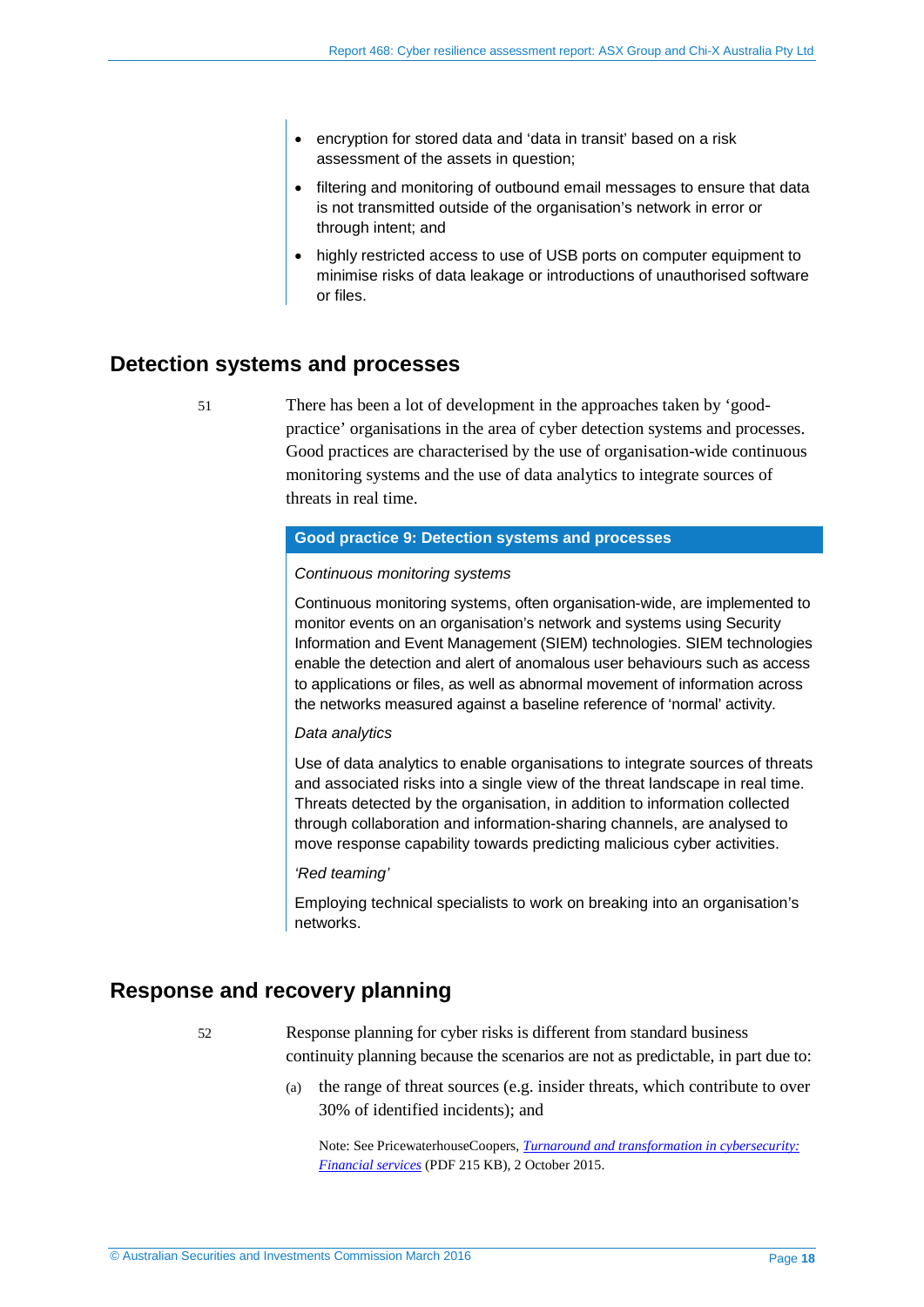- encryption for stored data and 'data in transit' based on a risk assessment of the assets in question;
- filtering and monitoring of outbound email messages to ensure that data is not transmitted outside of the organisation's network in error or through intent; and
- highly restricted access to use of USB ports on computer equipment to minimise risks of data leakage or introductions of unauthorised software or files.

## Detection systems and processes

51 There has been a lot of development in the approaches taken by 'good-practice' organisations in the area of cyber detection systems and processes. Good practices are characterised by the use of organisation-wide continuous monitoring systems and the use of data analytics to integrate sources of threats in real time.

**Good practice 9: Detection systems and processes**

*Continuous monitoring systems*

Continuous monitoring systems, often organisation-wide, are implemented to monitor events on an organisation's network and systems using Security Information and Event Management (SIEM) technologies. SIEM technologies enable the detection and alert of anomalous user behaviours such as access to applications or files, as well as abnormal movement of information across the networks measured against a baseline reference of 'normal' activity.

*Data analytics*

Use of data analytics to enable organisations to integrate sources of threats and associated risks into a single view of the threat landscape in real time. Threats detected by the organisation, in addition to information collected through collaboration and information-sharing channels, are analysed to move response capability towards predicting malicious cyber activities.

*'Red teaming'*

Employing technical specialists to work on breaking into an organisation's networks.

## Response and recovery planning

52 Response planning for cyber risks is different from standard business continuity planning because the scenarios are not as predictable, in part due to:

(a) the range of threat sources (e.g. insider threats, which contribute to over 30% of identified incidents); and

Note: See PricewaterhouseCoopers, *Turnaround and transformation in cybersecurity: Financial services* (PDF 215 KB), 2 October 2015.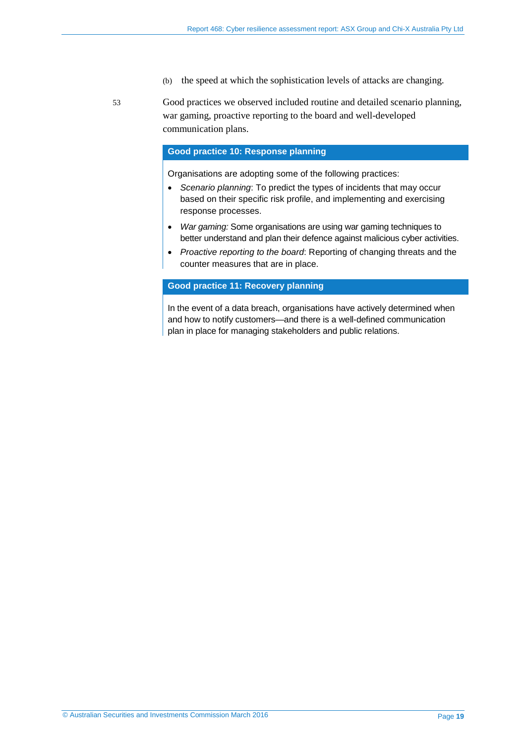(b) the speed at which the sophistication levels of attacks are changing.

53 Good practices we observed included routine and detailed scenario planning, war gaming, proactive reporting to the board and well-developed communication plans.

**Good practice 10: Response planning**

Organisations are adopting some of the following practices:

- *Scenario planning*: To predict the types of incidents that may occur based on their specific risk profile, and implementing and exercising response processes.
- *War gaming:* Some organisations are using war gaming techniques to better understand and plan their defence against malicious cyber activities.
- *Proactive reporting to the board*: Reporting of changing threats and the counter measures that are in place.

**Good practice 11: Recovery planning**

In the event of a data breach, organisations have actively determined when and how to notify customers—and there is a well-defined communication plan in place for managing stakeholders and public relations.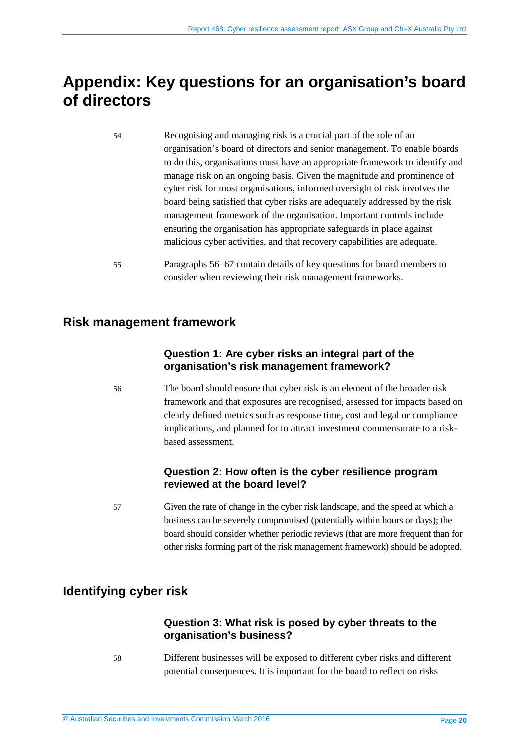# Appendix: Key questions for an organisation's board of directors

54 Recognising and managing risk is a crucial part of the role of an organisation's board of directors and senior management. To enable boards to do this, organisations must have an appropriate framework to identify and manage risk on an ongoing basis. Given the magnitude and prominence of cyber risk for most organisations, informed oversight of risk involves the board being satisfied that cyber risks are adequately addressed by the risk management framework of the organisation. Important controls include ensuring the organisation has appropriate safeguards in place against malicious cyber activities, and that recovery capabilities are adequate.

55 Paragraphs 56–67 contain details of key questions for board members to consider when reviewing their risk management frameworks.

## Risk management framework

### Question 1: Are cyber risks an integral part of the organisation's risk management framework?

56 The board should ensure that cyber risk is an element of the broader risk framework and that exposures are recognised, assessed for impacts based on clearly defined metrics such as response time, cost and legal or compliance implications, and planned for to attract investment commensurate to a risk-based assessment.

### Question 2: How often is the cyber resilience program reviewed at the board level?

57 Given the rate of change in the cyber risk landscape, and the speed at which a business can be severely compromised (potentially within hours or days); the board should consider whether periodic reviews (that are more frequent than for other risks forming part of the risk management framework) should be adopted.

## Identifying cyber risk

### Question 3: What risk is posed by cyber threats to the organisation's business?

58 Different businesses will be exposed to different cyber risks and different potential consequences. It is important for the board to reflect on risks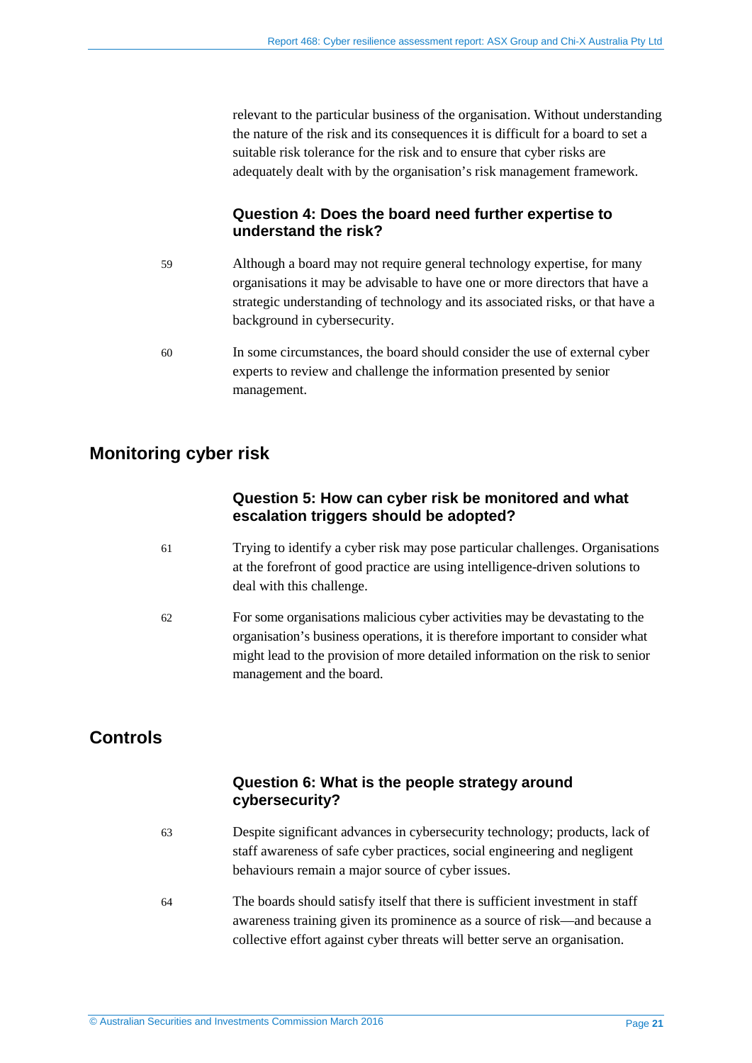relevant to the particular business of the organisation. Without understanding the nature of the risk and its consequences it is difficult for a board to set a suitable risk tolerance for the risk and to ensure that cyber risks are adequately dealt with by the organisation's risk management framework.

### Question 4: Does the board need further expertise to understand the risk?

59 Although a board may not require general technology expertise, for many organisations it may be advisable to have one or more directors that have a strategic understanding of technology and its associated risks, or that have a background in cybersecurity.

60 In some circumstances, the board should consider the use of external cyber experts to review and challenge the information presented by senior management.

## Monitoring cyber risk

### Question 5: How can cyber risk be monitored and what escalation triggers should be adopted?

61 Trying to identify a cyber risk may pose particular challenges. Organisations at the forefront of good practice are using intelligence-driven solutions to deal with this challenge.

62 For some organisations malicious cyber activities may be devastating to the organisation's business operations, it is therefore important to consider what might lead to the provision of more detailed information on the risk to senior management and the board.

## Controls

### Question 6: What is the people strategy around cybersecurity?

63 Despite significant advances in cybersecurity technology; products, lack of staff awareness of safe cyber practices, social engineering and negligent behaviours remain a major source of cyber issues.

64 The boards should satisfy itself that there is sufficient investment in staff awareness training given its prominence as a source of risk—and because a collective effort against cyber threats will better serve an organisation.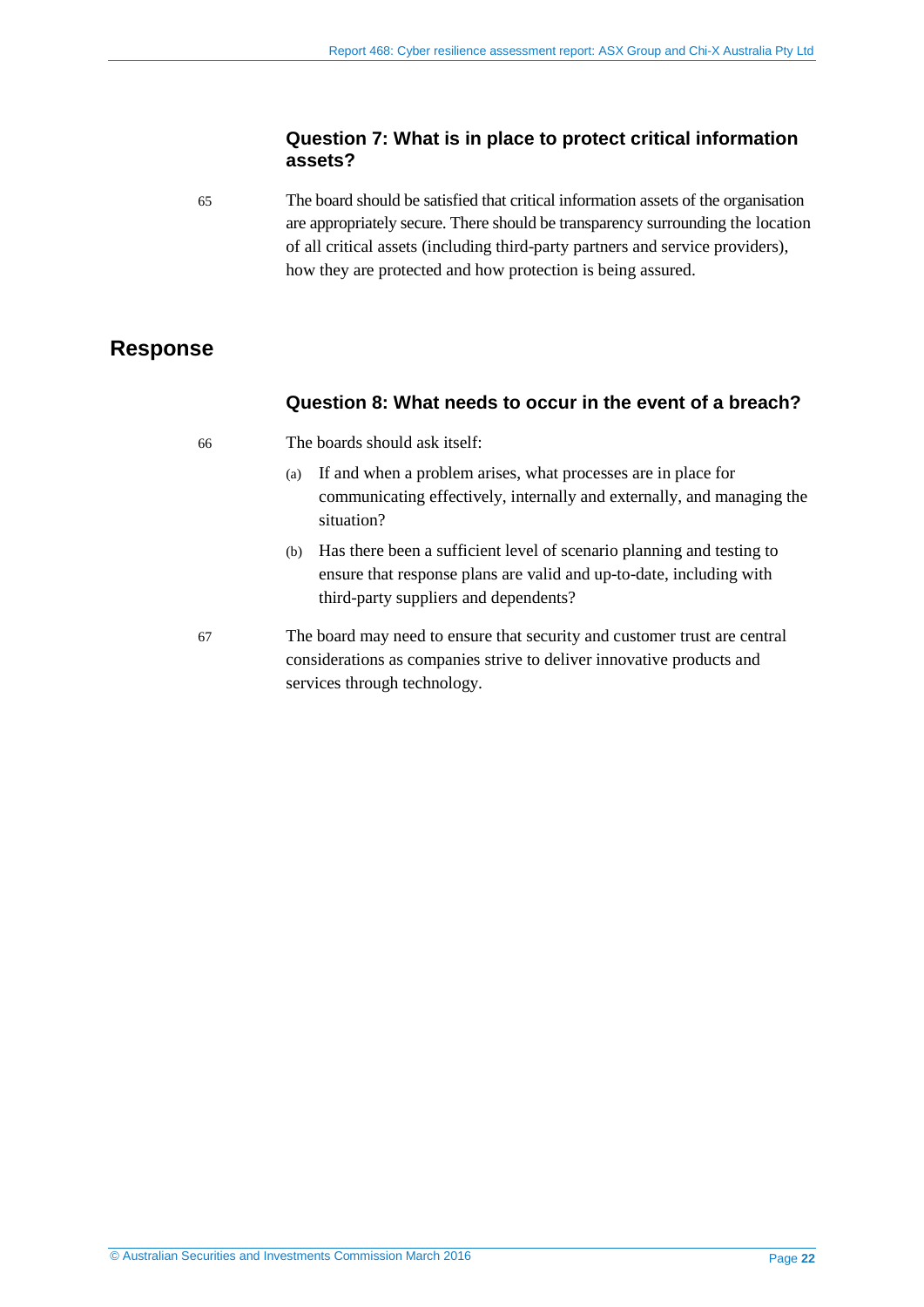### Question 7: What is in place to protect critical information assets?

65 The board should be satisfied that critical information assets of the organisation are appropriately secure. There should be transparency surrounding the location of all critical assets (including third-party partners and service providers), how they are protected and how protection is being assured.

## Response

### Question 8: What needs to occur in the event of a breach?

66 The boards should ask itself:

(a) If and when a problem arises, what processes are in place for communicating effectively, internally and externally, and managing the situation?

(b) Has there been a sufficient level of scenario planning and testing to ensure that response plans are valid and up-to-date, including with third-party suppliers and dependents?

67 The board may need to ensure that security and customer trust are central considerations as companies strive to deliver innovative products and services through technology.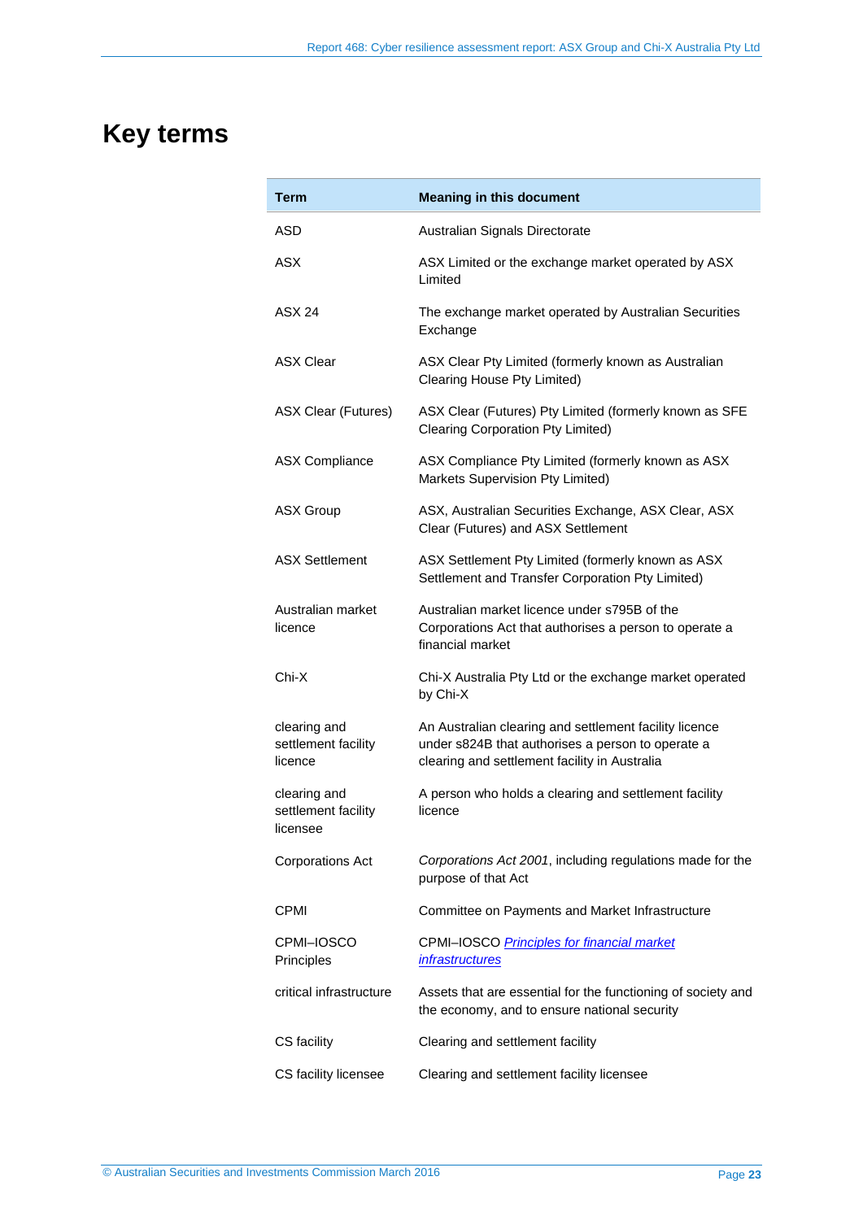# Key terms

| Term | Meaning in this document |
|---|---|
| ASD | Australian Signals Directorate |
| ASX | ASX Limited or the exchange market operated by ASX Limited |
| ASX 24 | The exchange market operated by Australian Securities Exchange |
| ASX Clear | ASX Clear Pty Limited (formerly known as Australian Clearing House Pty Limited) |
| ASX Clear (Futures) | ASX Clear (Futures) Pty Limited (formerly known as SFE Clearing Corporation Pty Limited) |
| ASX Compliance | ASX Compliance Pty Limited (formerly known as ASX Markets Supervision Pty Limited) |
| ASX Group | ASX, Australian Securities Exchange, ASX Clear, ASX Clear (Futures) and ASX Settlement |
| ASX Settlement | ASX Settlement Pty Limited (formerly known as ASX Settlement and Transfer Corporation Pty Limited) |
| Australian market licence | Australian market licence under s795B of the Corporations Act that authorises a person to operate a financial market |
| Chi-X | Chi-X Australia Pty Ltd or the exchange market operated by Chi-X |
| clearing and settlement facility licence | An Australian clearing and settlement facility licence under s824B that authorises a person to operate a clearing and settlement facility in Australia |
| clearing and settlement facility licensee | A person who holds a clearing and settlement facility licence |
| Corporations Act | *Corporations Act 2001*, including regulations made for the purpose of that Act |
| CPMI | Committee on Payments and Market Infrastructure |
| CPMI–IOSCO Principles | CPMI–IOSCO *Principles for financial market infrastructures* |
| critical infrastructure | Assets that are essential for the functioning of society and the economy, and to ensure national security |
| CS facility | Clearing and settlement facility |
| CS facility licensee | Clearing and settlement facility licensee |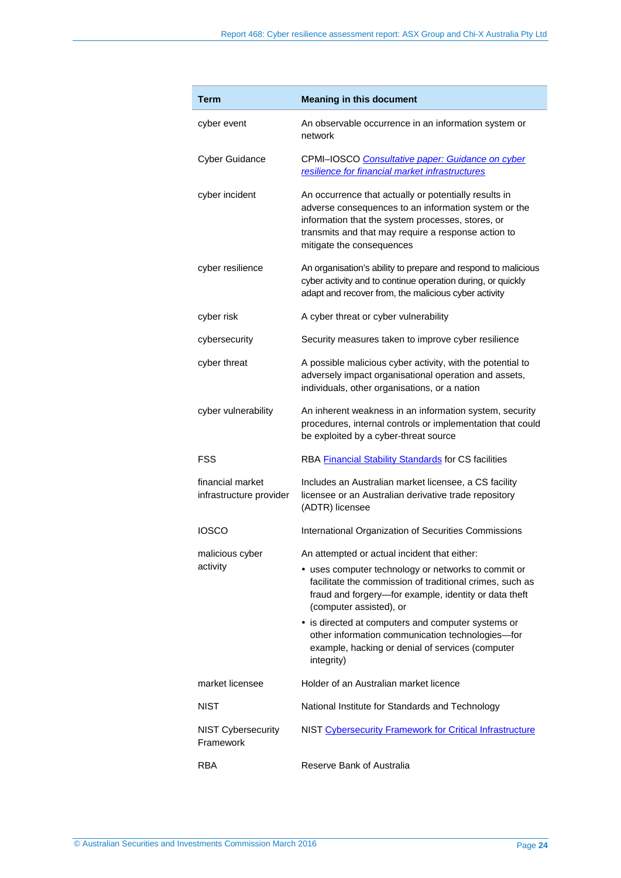| Term | Meaning in this document |
| --- | --- |
| cyber event | An observable occurrence in an information system or network |
| Cyber Guidance | CPMI–IOSCO *Consultative paper: Guidance on cyber resilience for financial market infrastructures* |
| cyber incident | An occurrence that actually or potentially results in adverse consequences to an information system or the information that the system processes, stores, or transmits and that may require a response action to mitigate the consequences |
| cyber resilience | An organisation's ability to prepare and respond to malicious cyber activity and to continue operation during, or quickly adapt and recover from, the malicious cyber activity |
| cyber risk | A cyber threat or cyber vulnerability |
| cybersecurity | Security measures taken to improve cyber resilience |
| cyber threat | A possible malicious cyber activity, with the potential to adversely impact organisational operation and assets, individuals, other organisations, or a nation |
| cyber vulnerability | An inherent weakness in an information system, security procedures, internal controls or implementation that could be exploited by a cyber-threat source |
| FSS | RBA Financial Stability Standards for CS facilities |
| financial market infrastructure provider | Includes an Australian market licensee, a CS facility licensee or an Australian derivative trade repository (ADTR) licensee |
| IOSCO | International Organization of Securities Commissions |
| malicious cyber activity | An attempted or actual incident that either:<br>• uses computer technology or networks to commit or facilitate the commission of traditional crimes, such as fraud and forgery—for example, identity or data theft (computer assisted), or<br>• is directed at computers and computer systems or other information communication technologies—for example, hacking or denial of services (computer integrity) |
| market licensee | Holder of an Australian market licence |
| NIST | National Institute for Standards and Technology |
| NIST Cybersecurity Framework | NIST Cybersecurity Framework for Critical Infrastructure |
| RBA | Reserve Bank of Australia |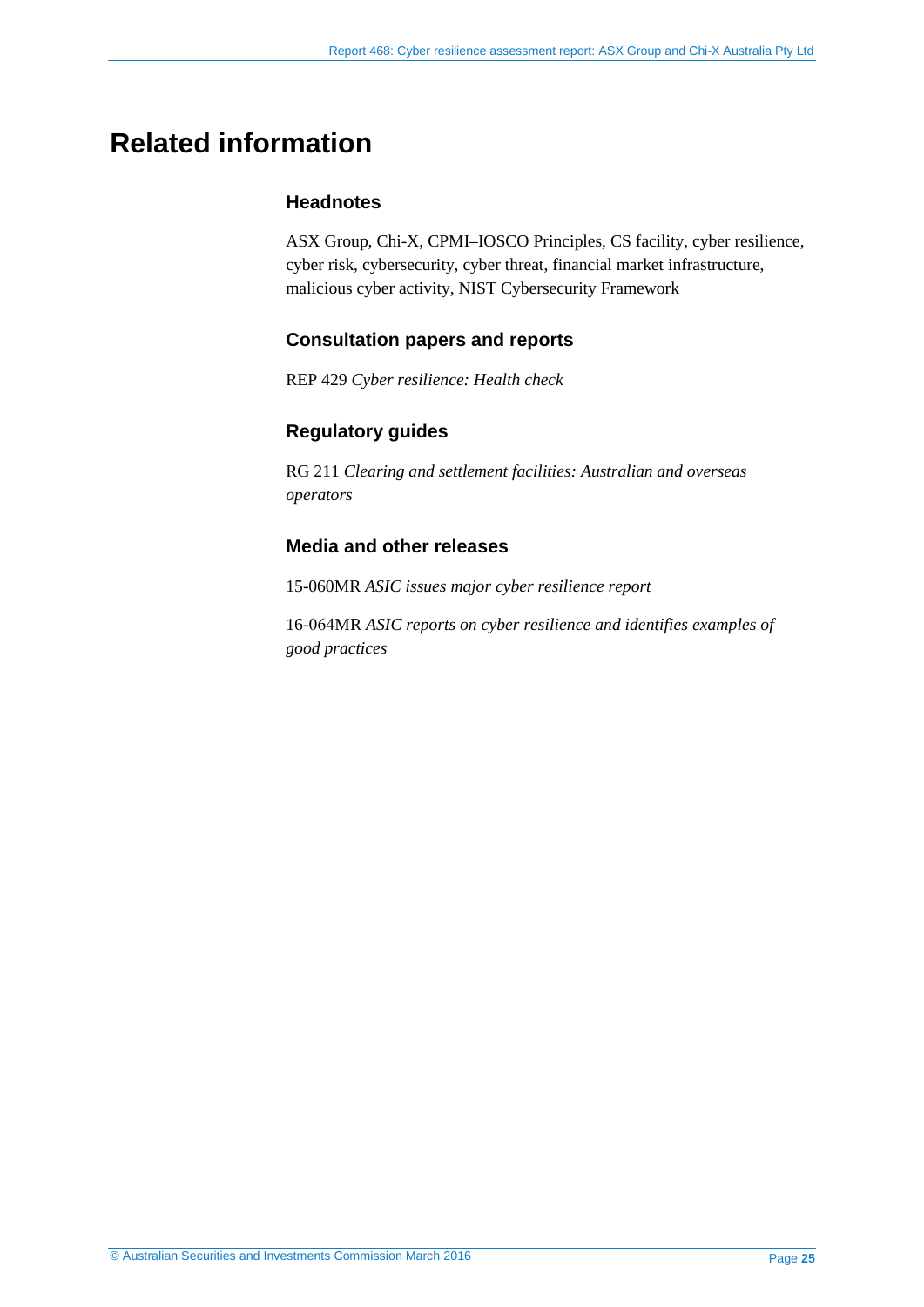# Related information

### Headnotes

ASX Group, Chi-X, CPMI–IOSCO Principles, CS facility, cyber resilience, cyber risk, cybersecurity, cyber threat, financial market infrastructure, malicious cyber activity, NIST Cybersecurity Framework

### Consultation papers and reports

REP 429 *Cyber resilience: Health check*

### Regulatory guides

RG 211 *Clearing and settlement facilities: Australian and overseas operators*

### Media and other releases

15-060MR *ASIC issues major cyber resilience report*

16-064MR *ASIC reports on cyber resilience and identifies examples of good practices*